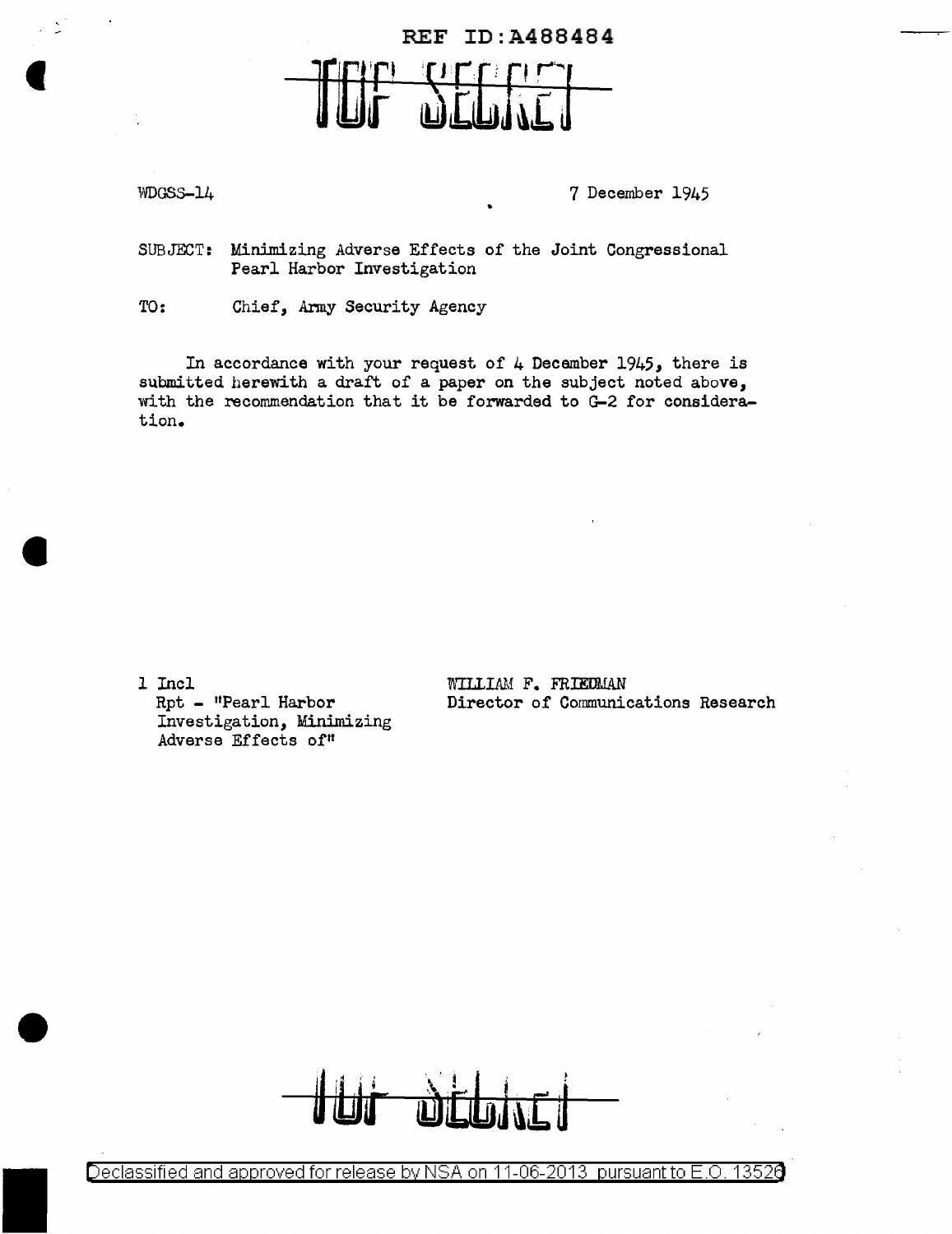REF ID:A488484

TOP SECRET

WDGSS-14

7 December 1945

SUBJECT: Minimizing Adverse Effects of the Joint Congressional Pearl Harbor Investigation

TO: Chief, Army Security Agency

In accordance with your request of 4 December 1945, there is submitted herewith a draft of a paper on the subject noted above, with the recommendation that it be forwarded to G-2 for consideration.

1 Incl
Rpt - "Pearl Harbor Investigation, Minimizing Adverse Effects of"

WILLIAM F. FRIEDMAN
Director of Communications Research

TOP SECRET

Declassified and approved for release by NSA on 11-06-2013 pursuant to E.O. 13526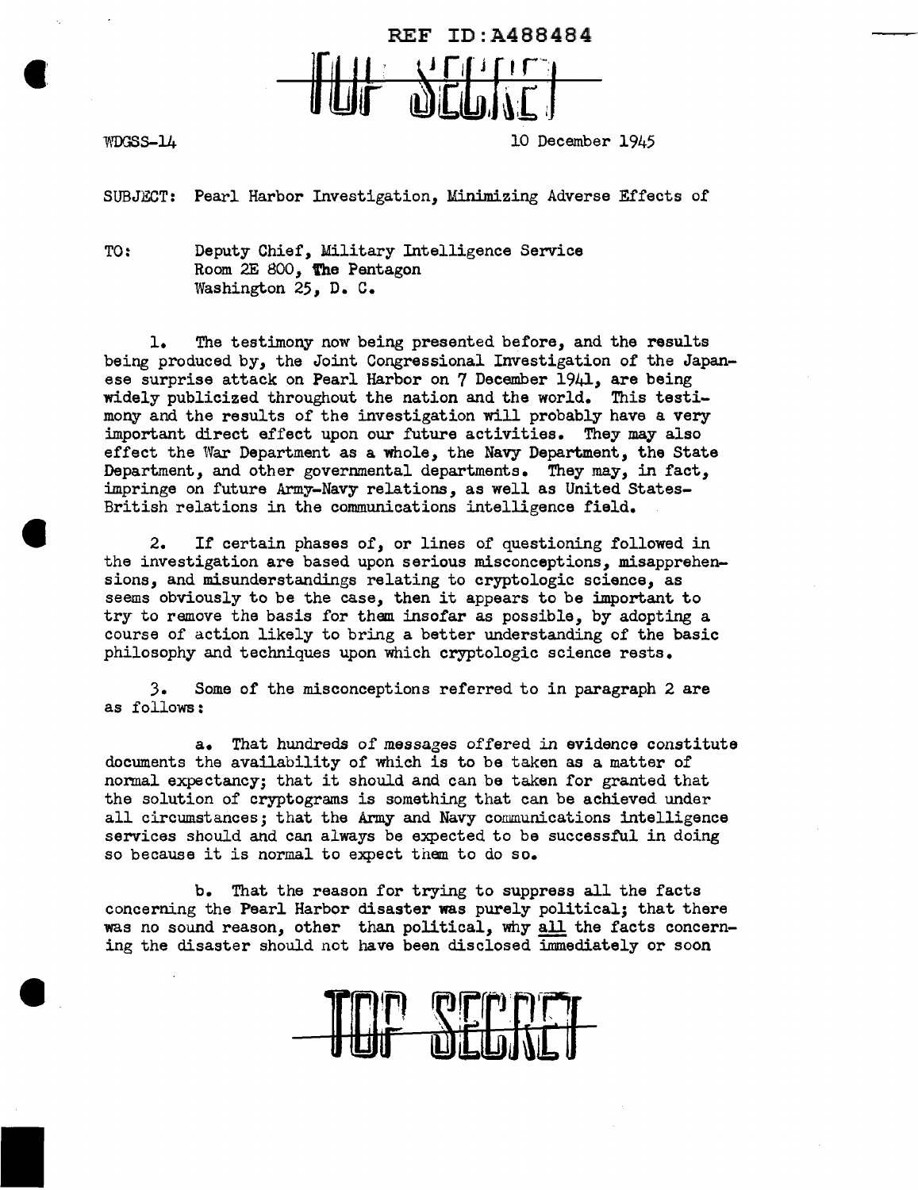REF ID:A488484

TOP SECRET

WDGSS-14

10 December 1945

SUBJECT: Pearl Harbor Investigation, Minimizing Adverse Effects of

TO: Deputy Chief, Military Intelligence Service
Room 2E 800, The Pentagon
Washington 25, D. C.

1. The testimony now being presented before, and the results being produced by, the Joint Congressional Investigation of the Japanese surprise attack on Pearl Harbor on 7 December 1941, are being widely publicized throughout the nation and the world. This testimony and the results of the investigation will probably have a very important direct effect upon our future activities. They may also effect the War Department as a whole, the Navy Department, the State Department, and other governmental departments. They may, in fact, impringe on future Army-Navy relations, as well as United States-British relations in the communications intelligence field.

2. If certain phases of, or lines of questioning followed in the investigation are based upon serious misconceptions, misapprehensions, and misunderstandings relating to cryptologic science, as seems obviously to be the case, then it appears to be important to try to remove the basis for them insofar as possible, by adopting a course of action likely to bring a better understanding of the basic philosophy and techniques upon which cryptologic science rests.

3. Some of the misconceptions referred to in paragraph 2 are as follows:

a. That hundreds of messages offered in evidence constitute documents the availability of which is to be taken as a matter of normal expectancy; that it should and can be taken for granted that the solution of cryptograms is something that can be achieved under all circumstances; that the Army and Navy communications intelligence services should and can always be expected to be successful in doing so because it is normal to expect them to do so.

b. That the reason for trying to suppress all the facts concerning the Pearl Harbor disaster was purely political; that there was no sound reason, other than political, why all the facts concerning the disaster should not have been disclosed immediately or soon

TOP SECRET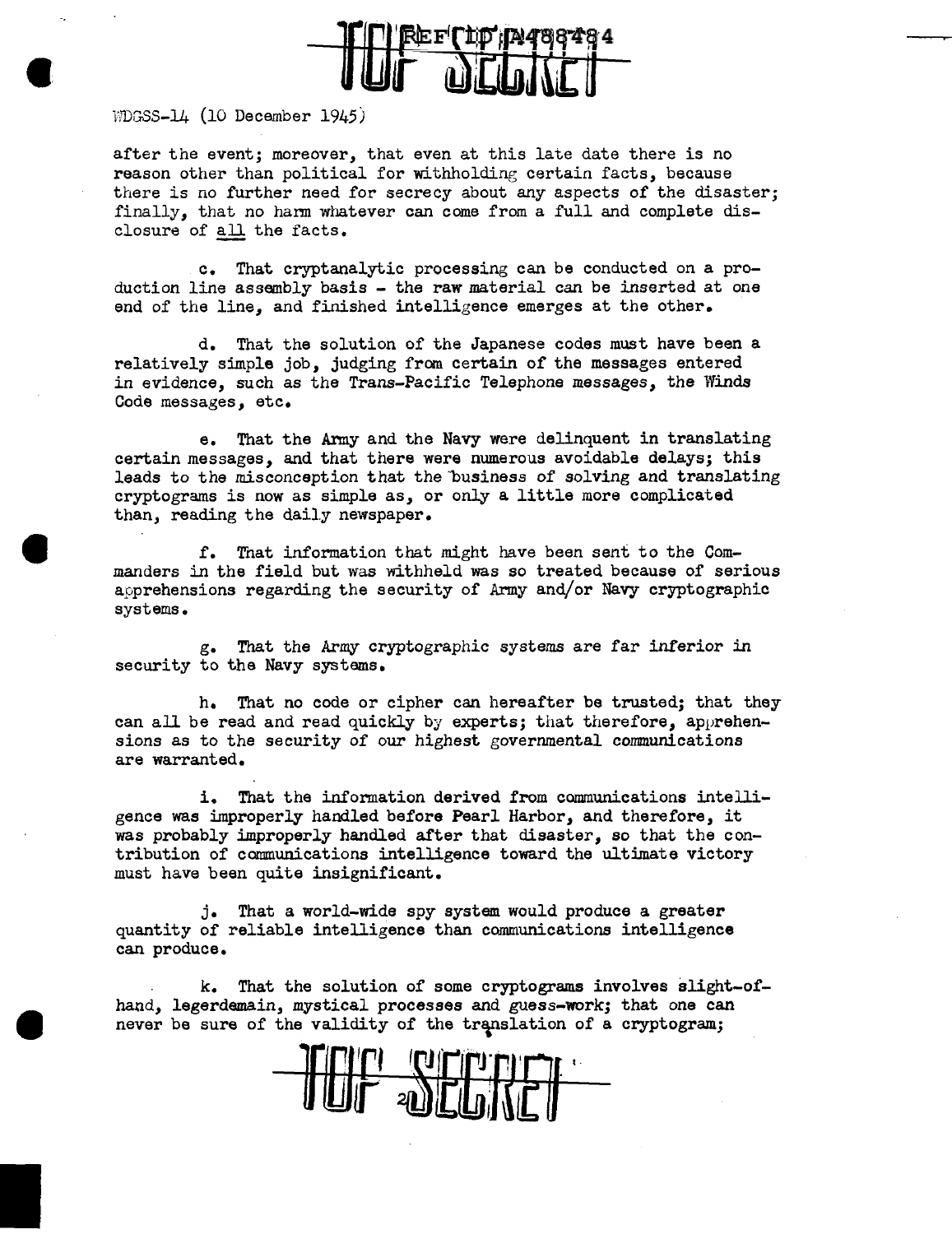WDGSS-14 (10 December 1945)

after the event; moreover, that even at this late date there is no reason other than political for withholding certain facts, because there is no further need for secrecy about any aspects of the disaster; finally, that no harm whatever can come from a full and complete disclosure of all the facts.

c. That cryptanalytic processing can be conducted on a production line assembly basis - the raw material can be inserted at one end of the line, and finished intelligence emerges at the other.

d. That the solution of the Japanese codes must have been a relatively simple job, judging from certain of the messages entered in evidence, such as the Trans-Pacific Telephone messages, the Winds Code messages, etc.

e. That the Army and the Navy were delinquent in translating certain messages, and that there were numerous avoidable delays; this leads to the misconception that the business of solving and translating cryptograms is now as simple as, or only a little more complicated than, reading the daily newspaper.

f. That information that might have been sent to the Commanders in the field but was withheld was so treated because of serious apprehensions regarding the security of Army and/or Navy cryptographic systems.

g. That the Army cryptographic systems are far inferior in security to the Navy systems.

h. That no code or cipher can hereafter be trusted; that they can all be read and read quickly by experts; that therefore, apprehensions as to the security of our highest governmental communications are warranted.

i. That the information derived from communications intelligence was improperly handled before Pearl Harbor, and therefore, it was probably improperly handled after that disaster, so that the contribution of communications intelligence toward the ultimate victory must have been quite insignificant.

j. That a world-wide spy system would produce a greater quantity of reliable intelligence than communications intelligence can produce.

k. That the solution of some cryptograms involves slight-of-hand, legerdemain, mystical processes and guess-work; that one can never be sure of the validity of the translation of a cryptogram;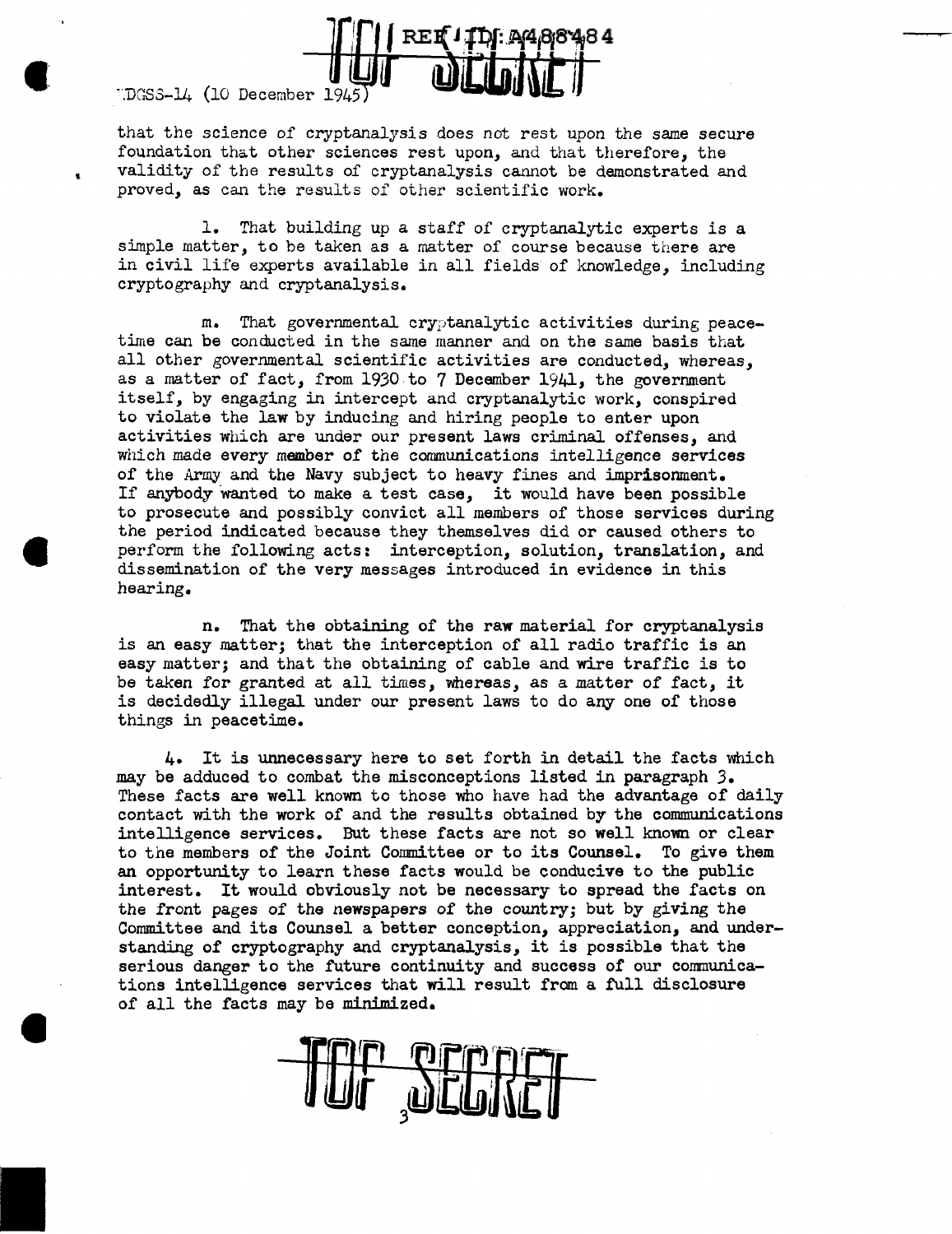that the science of cryptanalysis does not rest upon the same secure foundation that other sciences rest upon, and that therefore, the validity of the results of cryptanalysis cannot be demonstrated and proved, as can the results of other scientific work.

l. That building up a staff of cryptanalytic experts is a simple matter, to be taken as a matter of course because there are in civil life experts available in all fields of knowledge, including cryptography and cryptanalysis.

m. That governmental cryptanalytic activities during peacetime can be conducted in the same manner and on the same basis that all other governmental scientific activities are conducted, whereas, as a matter of fact, from 1930 to 7 December 1941, the government itself, by engaging in intercept and cryptanalytic work, conspired to violate the law by inducing and hiring people to enter upon activities which are under our present laws criminal offenses, and which made every member of the communications intelligence services of the Army and the Navy subject to heavy fines and imprisonment. If anybody wanted to make a test case, it would have been possible to prosecute and possibly convict all members of those services during the period indicated because they themselves did or caused others to perform the following acts: interception, solution, translation, and dissemination of the very messages introduced in evidence in this hearing.

n. That the obtaining of the raw material for cryptanalysis is an easy matter; that the interception of all radio traffic is an easy matter; and that the obtaining of cable and wire traffic is to be taken for granted at all times, whereas, as a matter of fact, it is decidedly illegal under our present laws to do any one of those things in peacetime.

4. It is unnecessary here to set forth in detail the facts which may be adduced to combat the misconceptions listed in paragraph 3. These facts are well known to those who have had the advantage of daily contact with the work of and the results obtained by the communications intelligence services. But these facts are not so well known or clear to the members of the Joint Committee or to its Counsel. To give them an opportunity to learn these facts would be conducive to the public interest. It would obviously not be necessary to spread the facts on the front pages of the newspapers of the country; but by giving the Committee and its Counsel a better conception, appreciation, and understanding of cryptography and cryptanalysis, it is possible that the serious danger to the future continuity and success of our communications intelligence services that will result from a full disclosure of all the facts may be minimized.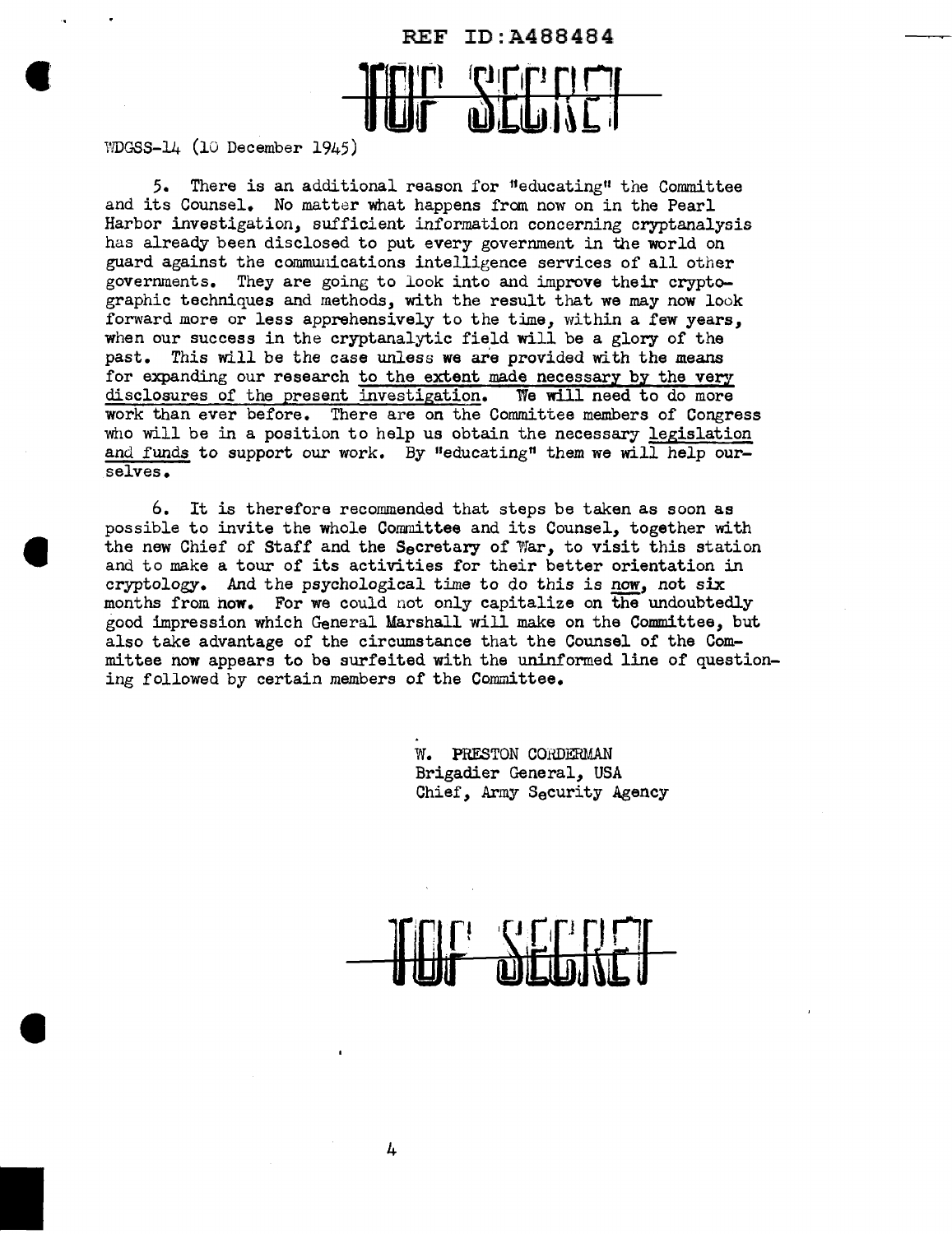REF ID:A488484

TOP SECRET

WDGSS-14 (10 December 1945)

5. There is an additional reason for "educating" the Committee and its Counsel. No matter what happens from now on in the Pearl Harbor investigation, sufficient information concerning cryptanalysis has already been disclosed to put every government in the world on guard against the communications intelligence services of all other governments. They are going to look into and improve their cryptographic techniques and methods, with the result that we may now look forward more or less apprehensively to the time, within a few years, when our success in the cryptanalytic field will be a glory of the past. This will be the case unless we are provided with the means for expanding our research to the extent made necessary by the very disclosures of the present investigation. We will need to do more work than ever before. There are on the Committee members of Congress who will be in a position to help us obtain the necessary legislation and funds to support our work. By "educating" them we will help ourselves.

6. It is therefore recommended that steps be taken as soon as possible to invite the whole Committee and its Counsel, together with the new Chief of Staff and the Secretary of War, to visit this station and to make a tour of its activities for their better orientation in cryptology. And the psychological time to do this is now, not six months from now. For we could not only capitalize on the undoubtedly good impression which General Marshall will make on the Committee, but also take advantage of the circumstance that the Counsel of the Committee now appears to be surfeited with the uninformed line of questioning followed by certain members of the Committee.

W. PRESTON CORDERMAN
Brigadier General, USA
Chief, Army Security Agency

TOP SECRET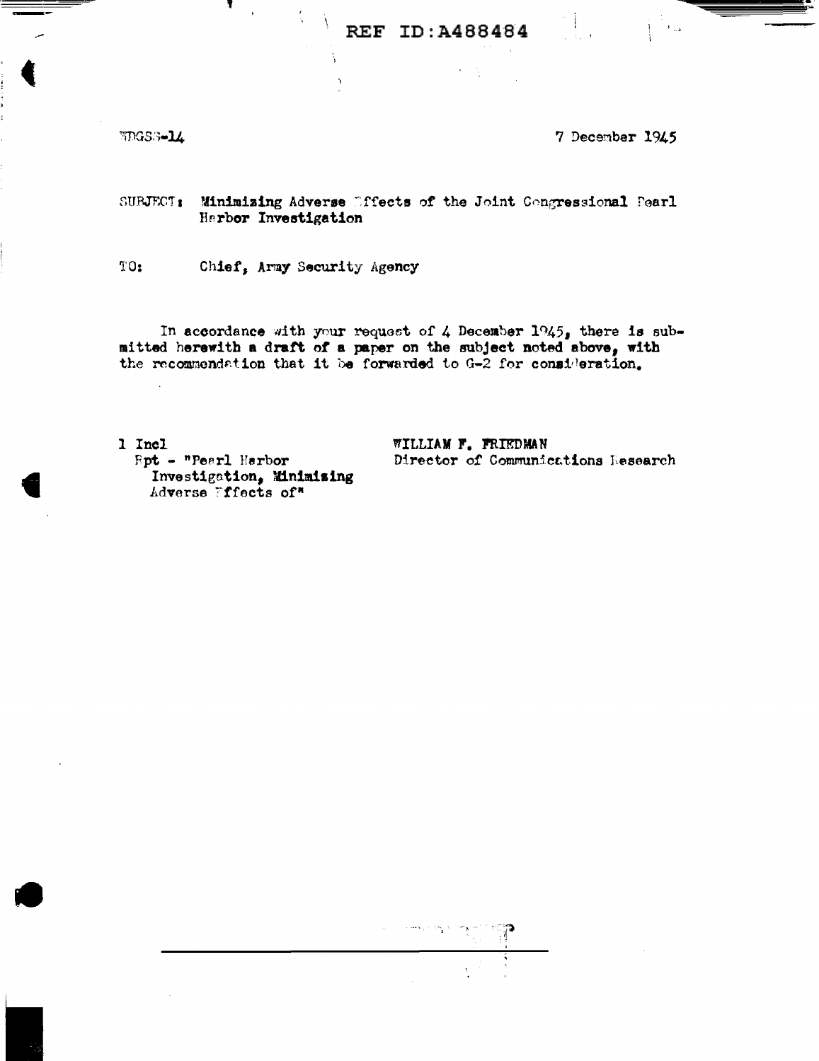REF ID:A488484

WDGSS-14

7 December 1945

SUBJECT: Minimizing Adverse Effects of the Joint Congressional Pearl Harbor Investigation

TO: Chief, Army Security Agency

In accordance with your request of 4 December 1945, there is submitted herewith a draft of a paper on the subject noted above, with the recommendation that it be forwarded to G-2 for consideration.

1 Incl
Rpt - "Pearl Harbor Investigation, Minimizing Adverse Effects of"

WILLIAM F. FRIEDMAN
Director of Communications Research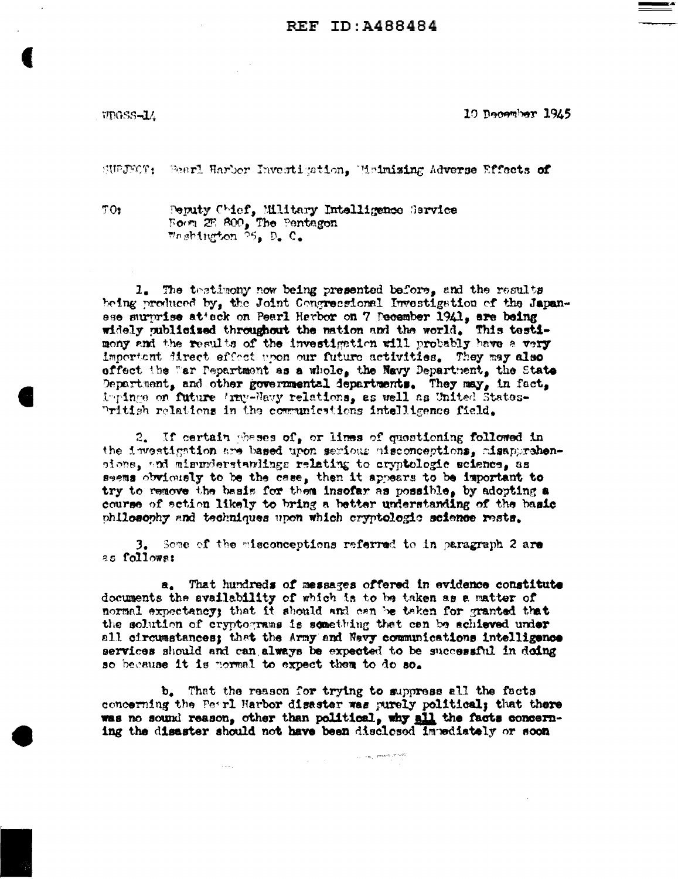REF ID:A488484

WDGSS-14

10 December 1945

SUBJECT: Pearl Harbor Investigation, Minimizing Adverse Effects of

TO: Deputy Chief, Military Intelligence Service
Room 2E 800, The Pentagon
Washington 25, D. C.

1. The testimony now being presented before, and the results being produced by, the Joint Congressional Investigation of the Japanese surprise attack on Pearl Harbor on 7 December 1941, are being widely publicized throughout the nation and the world. This testimony and the results of the investigation will probably have a very important direct effect upon our future activities. They may also effect the War Department as a whole, the Navy Department, the State Department, and other governmental departments. They may, in fact, impinge on future Army-Navy relations, as well as United States-British relations in the communications intelligence field.

2. If certain phases of, or lines of questioning followed in the investigation are based upon serious misconceptions, misapprehensions, and misunderstandings relating to cryptologic science, as seems obviously to be the case, then it appears to be important to try to remove the basis for them insofar as possible, by adopting a course of action likely to bring a better understanding of the basic philosophy and techniques upon which cryptologic science rests.

3. Some of the misconceptions referred to in paragraph 2 are as follows:

a. That hundreds of messages offered in evidence constitute documents the availability of which is to be taken as a matter of normal expectancy; that it should and can be taken for granted that the solution of cryptograms is something that can be achieved under all circumstances; that the Army and Navy communications intelligence services should and can always be expected to be successful in doing so because it is normal to expect them to do so.

b. That the reason for trying to suppress all the facts concerning the Pearl Harbor disaster was purely political; that there was no sound reason, other than political, why <u>all</u> the facts concerning the disaster should not have been disclosed immediately or soon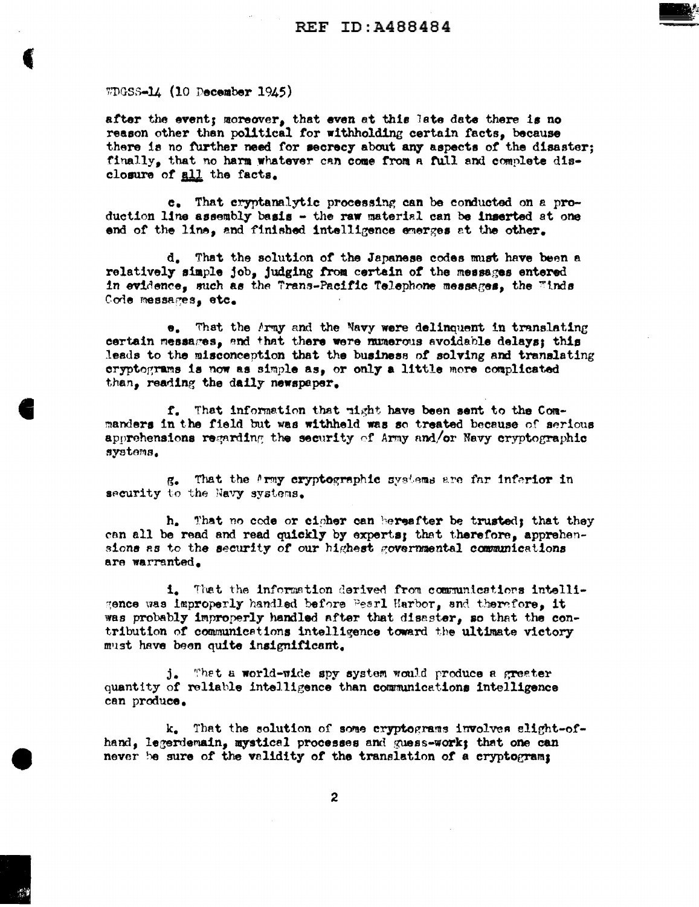WDGSS-14 (10 December 1945)

after the event; moreover, that even at this late date there is no reason other than political for withholding certain facts, because there is no further need for secrecy about any aspects of the disaster; finally, that no harm whatever can come from a full and complete disclosure of <u>all</u> the facts.

c. That cryptanalytic processing can be conducted on a production line assembly basis - the raw material can be inserted at one end of the line, and finished intelligence emerges at the other.

d. That the solution of the Japanese codes must have been a relatively simple job, judging from certain of the messages entered in evidence, such as the Trans-Pacific Telephone messages, the Winds Code messages, etc.

e. That the Army and the Navy were delinquent in translating certain messages, and that there were numerous avoidable delays; this leads to the misconception that the business of solving and translating cryptograms is now as simple as, or only a little more complicated than, reading the daily newspaper.

f. That information that might have been sent to the Commanders in the field but was withheld was so treated because of serious apprehensions regarding the security of Army and/or Navy cryptographic systems.

g. That the Army cryptographic systems are far inferior in security to the Navy systems.

h. That no code or cipher can hereafter be trusted; that they can all be read and read quickly by experts; that therefore, apprehensions as to the security of our highest governmental communications are warranted.

i. That the information derived from communications intelligence was improperly handled before Pearl Harbor, and therefore, it was probably improperly handled after that disaster, so that the contribution of communications intelligence toward the ultimate victory must have been quite insignificant.

j. That a world-wide spy system would produce a greater quantity of reliable intelligence than communications intelligence can produce.

k. That the solution of some cryptograms involves sleight-of-hand, legerdemain, mystical processes and guess-work; that one can never be sure of the validity of the translation of a cryptogram;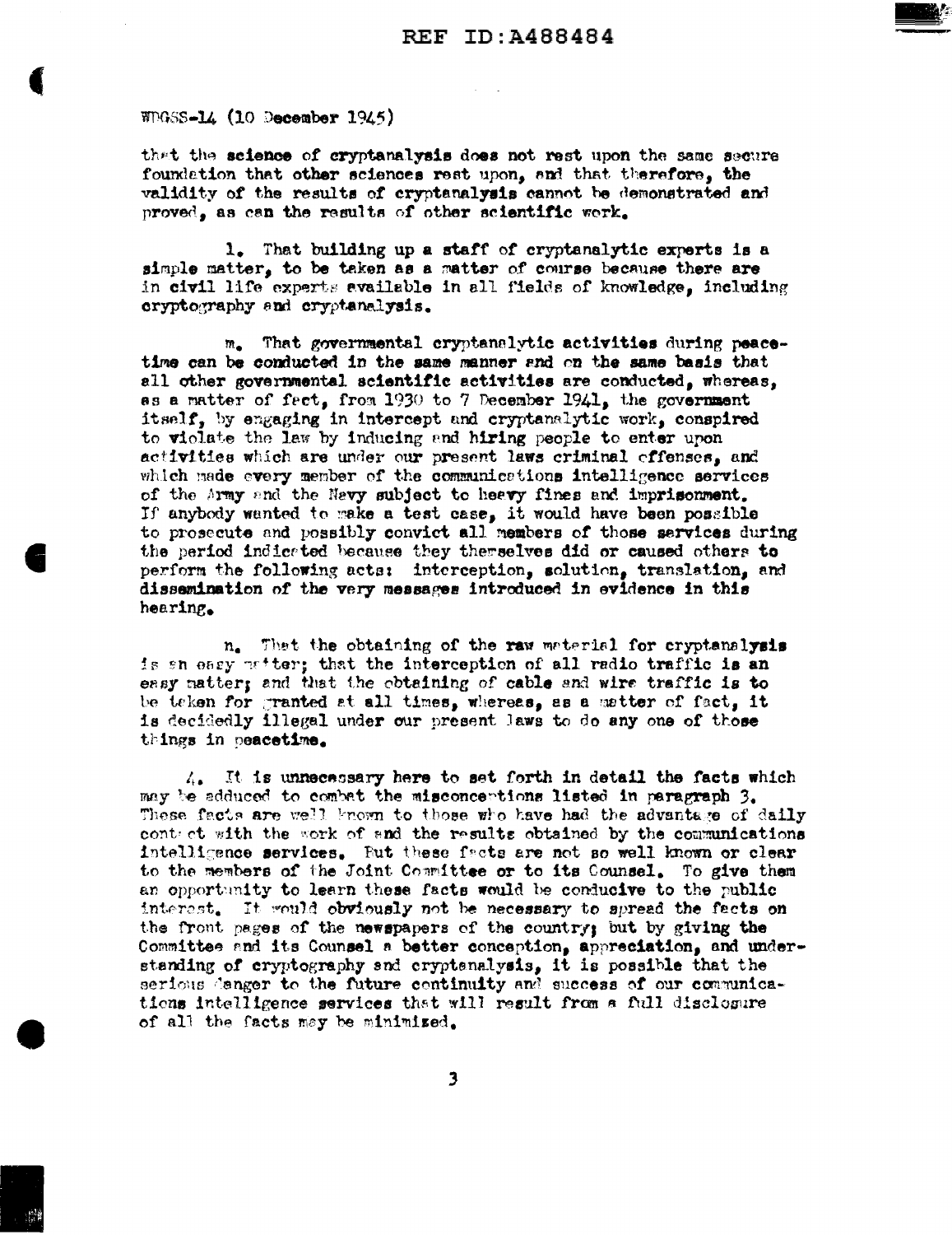WDGSS-14 (10 December 1945)

that the science of cryptanalysis does not rest upon the same secure foundation that other sciences rest upon, and that therefore, the validity of the results of cryptanalysis cannot be demonstrated and proved, as can the results of other scientific work.

l. That building up a staff of cryptanalytic experts is a simple matter, to be taken as a matter of course because there are in civil life experts available in all fields of knowledge, including cryptography and cryptanalysis.

m. That governmental cryptanalytic activities during peacetime can be conducted in the same manner and on the same basis that all other governmental scientific activities are conducted, whereas, as a matter of fact, from 1930 to 7 December 1941, the government itself, by engaging in intercept and cryptanalytic work, conspired to violate the law by inducing and hiring people to enter upon activities which are under our present laws criminal offenses, and which made every member of the communications intelligence services of the Army and the Navy subject to heavy fines and imprisonment. If anybody wanted to make a test case, it would have been possible to prosecute and possibly convict all members of those services during the period indicated because they themselves did or caused others to perform the following acts: interception, solution, translation, and dissemination of the very messages introduced in evidence in this hearing.

n. That the obtaining of the raw material for cryptanalysis is an easy matter; that the interception of all radio traffic is an easy matter; and that the obtaining of cable and wire traffic is to be taken for granted at all times, whereas, as a matter of fact, it is decidedly illegal under our present laws to do any one of those things in peacetime.

4. It is unnecessary here to set forth in detail the facts which may be adduced to combat the misconceptions listed in paragraph 3. These facts are well known to those who have had the advantage of daily contact with the work of and the results obtained by the communications intelligence services. But these facts are not so well known or clear to the members of the Joint Committee or to its Counsel. To give them an opportunity to learn these facts would be conducive to the public interest. It would obviously not be necessary to spread the facts on the front pages of the newspapers of the country; but by giving the Committee and its Counsel a better conception, appreciation, and understanding of cryptography and cryptanalysis, it is possible that the serious danger to the future continuity and success of our communications intelligence services that will result from a full disclosure of all the facts may be minimized.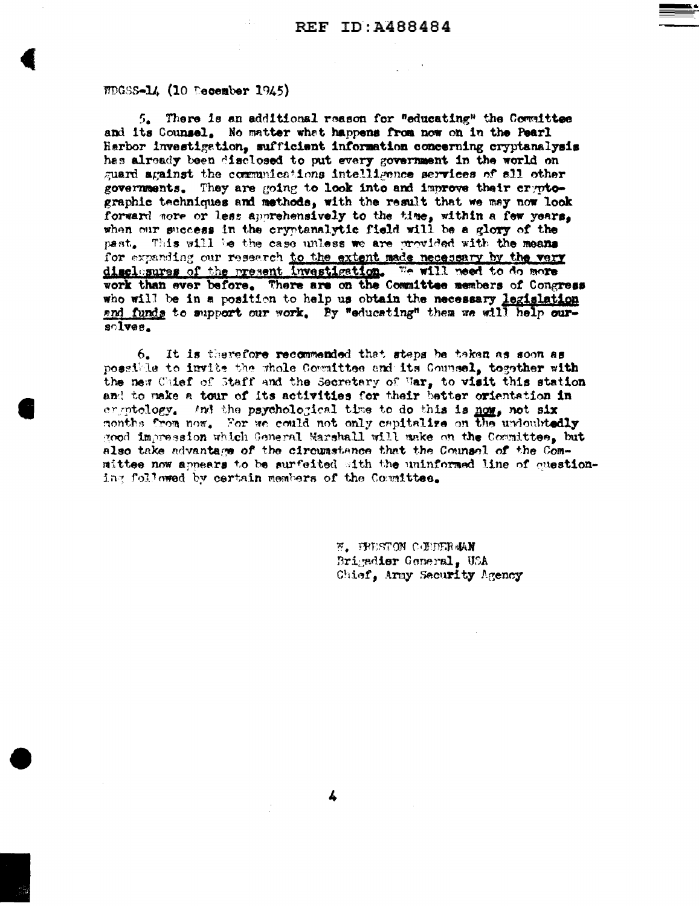WDGSS-14 (10 December 1945)

5. There is an additional reason for "educating" the Committee and its Counsel. No matter what happens from now on in the Pearl Harbor investigation, sufficient information concerning cryptanalysis has already been disclosed to put every government in the world on guard against the communications intelligence services of all other governments. They are going to look into and improve their cryptographic techniques and methods, with the result that we may now look forward more or less apprehensively to the time, within a few years, when our success in the cryptanalytic field will be a glory of the past. This will be the case unless we are provided with the means for expanding our research <u>to the extent made necessary by the very disclosures of the present investigation</u>. We will need to do more work than ever before. There are on the Committee members of Congress who will be in a position to help us obtain the necessary <u>legislation and funds</u> to support our work. By "educating" them we will help ourselves.

6. It is therefore recommended that steps be taken as soon as possible to invite the whole Committee and its Counsel, together with the new Chief of Staff and the Secretary of War, to visit this station and to make a tour of its activities for their better orientation in cryptology. And the psychological time to do this is <u>now</u>, not six months from now. For we could not only capitalize on the undoubtedly good impression which General Marshall will make on the Committee, but also take advantage of the circumstance that the Counsel of the Committee now appears to be surfeited with the uninformed line of questioning followed by certain members of the Committee.

W. PRESTON CORDERMAN
Brigadier General, USA
Chief, Army Security Agency